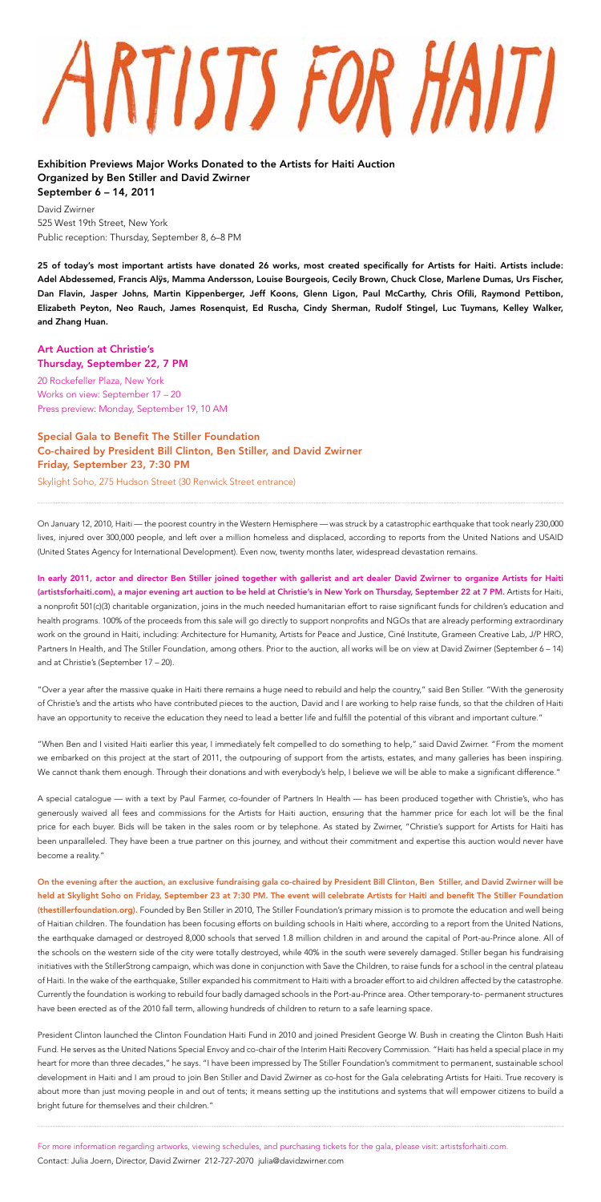# ARTISTS FOR HAITI

**Exhibition Previews Major Works Donated to the Artists for Haiti Auction**
**Organized by Ben Stiller and David Zwirner**
**September 6 – 14, 2011**

David Zwirner
525 West 19th Street, New York
Public reception: Thursday, September 8, 6–8 PM

**25 of today's most important artists have donated 26 works, most created specifically for Artists for Haiti. Artists include: Adel Abdessemed, Francis Alÿs, Mamma Andersson, Louise Bourgeois, Cecily Brown, Chuck Close, Marlene Dumas, Urs Fischer, Dan Flavin, Jasper Johns, Martin Kippenberger, Jeff Koons, Glenn Ligon, Paul McCarthy, Chris Ofili, Raymond Pettibon, Elizabeth Peyton, Neo Rauch, James Rosenquist, Ed Ruscha, Cindy Sherman, Rudolf Stingel, Luc Tuymans, Kelley Walker, and Zhang Huan.**

**Art Auction at Christie's**
**Thursday, September 22, 7 PM**

20 Rockefeller Plaza, New York
Works on view: September 17 – 20
Press preview: Monday, September 19, 10 AM

**Special Gala to Benefit The Stiller Foundation**
**Co-chaired by President Bill Clinton, Ben Stiller, and David Zwirner**
**Friday, September 23, 7:30 PM**

Skylight Soho, 275 Hudson Street (30 Renwick Street entrance)

---

On January 12, 2010, Haiti — the poorest country in the Western Hemisphere — was struck by a catastrophic earthquake that took nearly 230,000 lives, injured over 300,000 people, and left over a million homeless and displaced, according to reports from the United Nations and USAID (United States Agency for International Development). Even now, twenty months later, widespread devastation remains.

**In early 2011, actor and director Ben Stiller joined together with gallerist and art dealer David Zwirner to organize Artists for Haiti (artistsforhaiti.com), a major evening art auction to be held at Christie's in New York on Thursday, September 22 at 7 PM.** Artists for Haiti, a nonprofit 501(c)(3) charitable organization, joins in the much needed humanitarian effort to raise significant funds for children's education and health programs. 100% of the proceeds from this sale will go directly to support nonprofits and NGOs that are already performing extraordinary work on the ground in Haiti, including: Architecture for Humanity, Artists for Peace and Justice, Ciné Institute, Grameen Creative Lab, J/P HRO, Partners In Health, and The Stiller Foundation, among others. Prior to the auction, all works will be on view at David Zwirner (September 6 – 14) and at Christie's (September 17 – 20).

"Over a year after the massive quake in Haiti there remains a huge need to rebuild and help the country," said Ben Stiller. "With the generosity of Christie's and the artists who have contributed pieces to the auction, David and I are working to help raise funds, so that the children of Haiti have an opportunity to receive the education they need to lead a better life and fulfill the potential of this vibrant and important culture."

"When Ben and I visited Haiti earlier this year, I immediately felt compelled to do something to help," said David Zwirner. "From the moment we embarked on this project at the start of 2011, the outpouring of support from the artists, estates, and many galleries has been inspiring. We cannot thank them enough. Through their donations and with everybody's help, I believe we will be able to make a significant difference."

A special catalogue — with a text by Paul Farmer, co-founder of Partners In Health — has been produced together with Christie's, who has generously waived all fees and commissions for the Artists for Haiti auction, ensuring that the hammer price for each lot will be the final price for each buyer. Bids will be taken in the sales room or by telephone. As stated by Zwirner, "Christie's support for Artists for Haiti has been unparalleled. They have been a true partner on this journey, and without their commitment and expertise this auction would never have become a reality."

**On the evening after the auction, an exclusive fundraising gala co-chaired by President Bill Clinton, Ben Stiller, and David Zwirner will be held at Skylight Soho on Friday, September 23 at 7:30 PM. The event will celebrate Artists for Haiti and benefit The Stiller Foundation (thestillerfoundation.org).** Founded by Ben Stiller in 2010, The Stiller Foundation's primary mission is to promote the education and well being of Haitian children. The foundation has been focusing efforts on building schools in Haiti where, according to a report from the United Nations, the earthquake damaged or destroyed 8,000 schools that served 1.8 million children in and around the capital of Port-au-Prince alone. All of the schools on the western side of the city were totally destroyed, while 40% in the south were severely damaged. Stiller began his fundraising initiatives with the StillerStrong campaign, which was done in conjunction with Save the Children, to raise funds for a school in the central plateau of Haiti. In the wake of the earthquake, Stiller expanded his commitment to Haiti with a broader effort to aid children affected by the catastrophe. Currently the foundation is working to rebuild four badly damaged schools in the Port-au-Prince area. Other temporary-to- permanent structures have been erected as of the 2010 fall term, allowing hundreds of children to return to a safe learning space.

President Clinton launched the Clinton Foundation Haiti Fund in 2010 and joined President George W. Bush in creating the Clinton Bush Haiti Fund. He serves as the United Nations Special Envoy and co-chair of the Interim Haiti Recovery Commission. "Haiti has held a special place in my heart for more than three decades," he says. "I have been impressed by The Stiller Foundation's commitment to permanent, sustainable school development in Haiti and I am proud to join Ben Stiller and David Zwirner as co-host for the Gala celebrating Artists for Haiti. True recovery is about more than just moving people in and out of tents; it means setting up the institutions and systems that will empower citizens to build a bright future for themselves and their children."

---

For more information regarding artworks, viewing schedules, and purchasing tickets for the gala, please visit: artistsforhaiti.com.
Contact: Julia Joern, Director, David Zwirner 212-727-2070 julia@davidzwirner.com